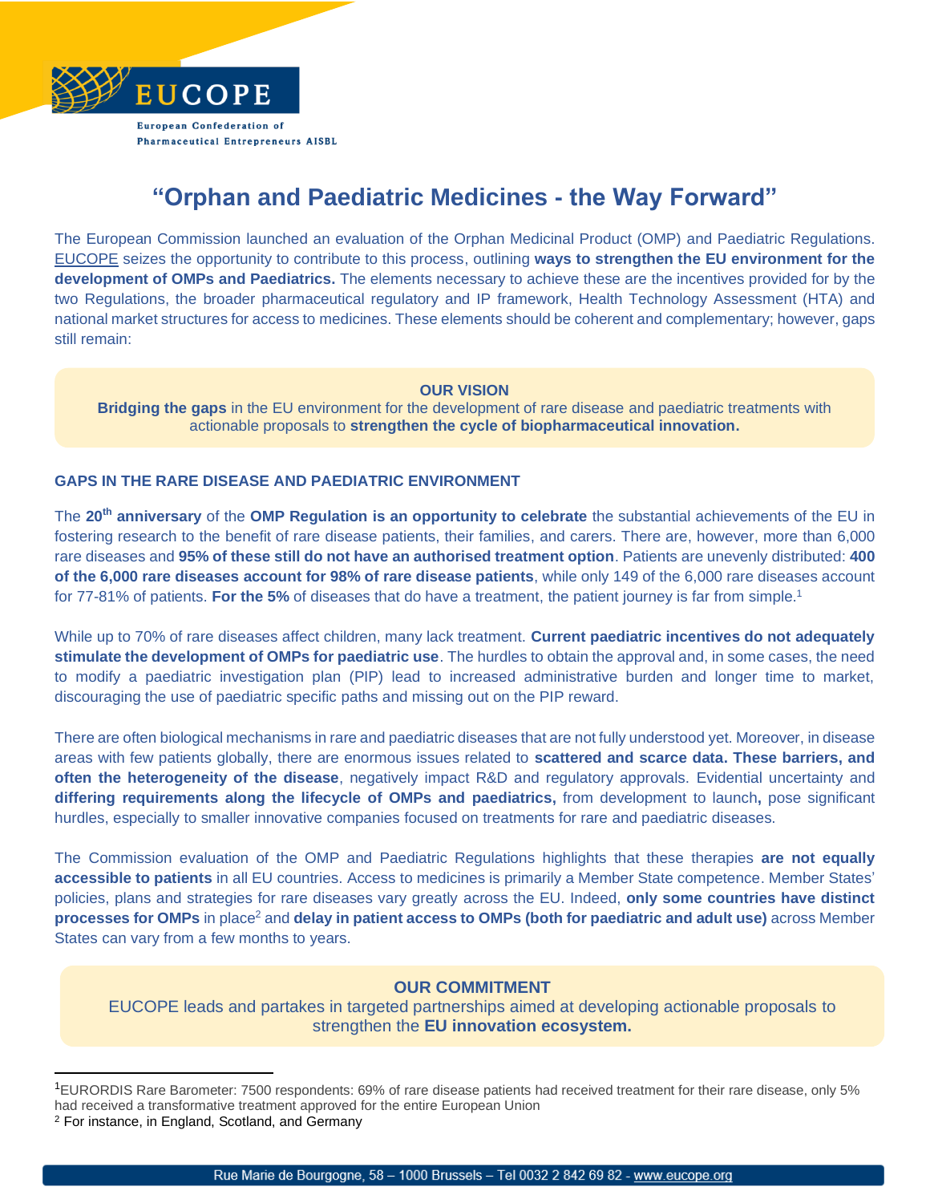EUCOPE

European Confederation of Pharmaceutical Entrepreneurs AISBL

# "Orphan and Paediatric Medicines - the Way Forward"

The European Commission launched an evaluation of the Orphan Medicinal Product (OMP) and Paediatric Regulations. EUCOPE seizes the opportunity to contribute to this process, outlining **ways to strengthen the EU environment for the development of OMPs and Paediatrics.** The elements necessary to achieve these are the incentives provided for by the two Regulations, the broader pharmaceutical regulatory and IP framework, Health Technology Assessment (HTA) and national market structures for access to medicines. These elements should be coherent and complementary; however, gaps still remain:

> **OUR VISION**
>
> **Bridging the gaps** in the EU environment for the development of rare disease and paediatric treatments with actionable proposals to **strengthen the cycle of biopharmaceutical innovation.**

## GAPS IN THE RARE DISEASE AND PAEDIATRIC ENVIRONMENT

The **20th anniversary** of the **OMP Regulation is an opportunity to celebrate** the substantial achievements of the EU in fostering research to the benefit of rare disease patients, their families, and carers. There are, however, more than 6,000 rare diseases and **95% of these still do not have an authorised treatment option**. Patients are unevenly distributed: **400 of the 6,000 rare diseases account for 98% of rare disease patients**, while only 149 of the 6,000 rare diseases account for 77-81% of patients. **For the 5%** of diseases that do have a treatment, the patient journey is far from simple.[1]

While up to 70% of rare diseases affect children, many lack treatment. **Current paediatric incentives do not adequately stimulate the development of OMPs for paediatric use**. The hurdles to obtain the approval and, in some cases, the need to modify a paediatric investigation plan (PIP) lead to increased administrative burden and longer time to market, discouraging the use of paediatric specific paths and missing out on the PIP reward.

There are often biological mechanisms in rare and paediatric diseases that are not fully understood yet. Moreover, in disease areas with few patients globally, there are enormous issues related to **scattered and scarce data. These barriers, and often the heterogeneity of the disease**, negatively impact R&D and regulatory approvals. Evidential uncertainty and **differing requirements along the lifecycle of OMPs and paediatrics,** from development to launch**,** pose significant hurdles, especially to smaller innovative companies focused on treatments for rare and paediatric diseases.

The Commission evaluation of the OMP and Paediatric Regulations highlights that these therapies **are not equally accessible to patients** in all EU countries. Access to medicines is primarily a Member State competence. Member States' policies, plans and strategies for rare diseases vary greatly across the EU. Indeed, **only some countries have distinct processes for OMPs** in place[2] and **delay in patient access to OMPs (both for paediatric and adult use)** across Member States can vary from a few months to years.

> **OUR COMMITMENT**
>
> EUCOPE leads and partakes in targeted partnerships aimed at developing actionable proposals to strengthen the **EU innovation ecosystem.**

---

[1] EURORDIS Rare Barometer: 7500 respondents: 69% of rare disease patients had received treatment for their rare disease, only 5% had received a transformative treatment approved for the entire European Union

[2] For instance, in England, Scotland, and Germany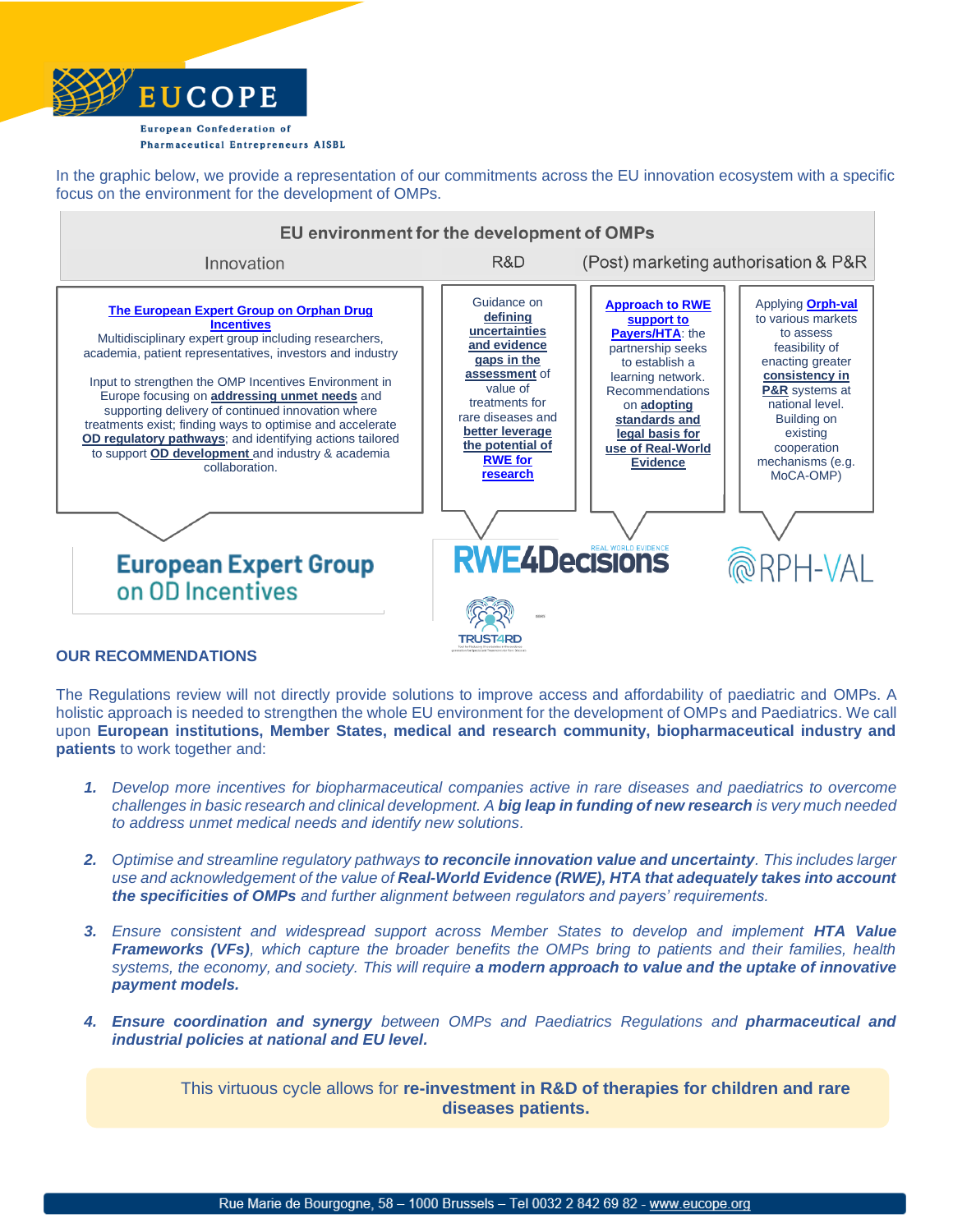In the graphic below, we provide a representation of our commitments across the EU innovation ecosystem with a specific focus on the environment for the development of OMPs.

**EU environment for the development of OMPs**

| Innovation | R&D | (Post) marketing authorisation & P&R | |
|---|---|---|---|
| **The European Expert Group on Orphan Drug Incentives**<br>Multidisciplinary expert group including researchers, academia, patient representatives, investors and industry<br><br>Input to strengthen the OMP Incentives Environment in Europe focusing on **addressing unmet needs** and supporting delivery of continued innovation where treatments exist; finding ways to optimise and accelerate **OD regulatory pathways**; and identifying actions tailored to support **OD development** and industry & academia collaboration. | Guidance on **defining uncertainties and evidence gaps in the assessment** of value of treatments for rare diseases and **better leverage the potential of RWE for research** | **Approach to RWE support to Payers/HTA**: the partnership seeks to establish a learning network. Recommendations on **adopting standards and legal basis for use of Real-World Evidence** | Applying **Orph-val** to various markets to assess feasibility of enacting greater **consistency in P&R** systems at national level. Building on existing cooperation mechanisms (e.g. MoCA-OMP) |
| European Expert Group on OD Incentives | RWE4Decisions<br>TRUST4RD | | ORPH-VAL |

### OUR RECOMMENDATIONS

The Regulations review will not directly provide solutions to improve access and affordability of paediatric and OMPs. A holistic approach is needed to strengthen the whole EU environment for the development of OMPs and Paediatrics. We call upon **European institutions, Member States, medical and research community, biopharmaceutical industry and patients** to work together and:

1. *Develop more incentives for biopharmaceutical companies active in rare diseases and paediatrics to overcome challenges in basic research and clinical development. A **big leap in funding of new research** is very much needed to address unmet medical needs and identify new solutions.*

2. *Optimise and streamline regulatory pathways **to reconcile innovation value and uncertainty**. This includes larger use and acknowledgement of the value of **Real-World Evidence (RWE), HTA that adequately takes into account the specificities of OMPs** and further alignment between regulators and payers' requirements.*

3. *Ensure consistent and widespread support across Member States to develop and implement **HTA Value Frameworks (VFs)**, which capture the broader benefits the OMPs bring to patients and their families, health systems, the economy, and society. This will require **a modern approach to value and the uptake of innovative payment models.***

4. ***Ensure coordination and synergy** between OMPs and Paediatrics Regulations and **pharmaceutical and industrial policies at national and EU level.***

This virtuous cycle allows for **re-investment in R&D of therapies for children and rare diseases patients.**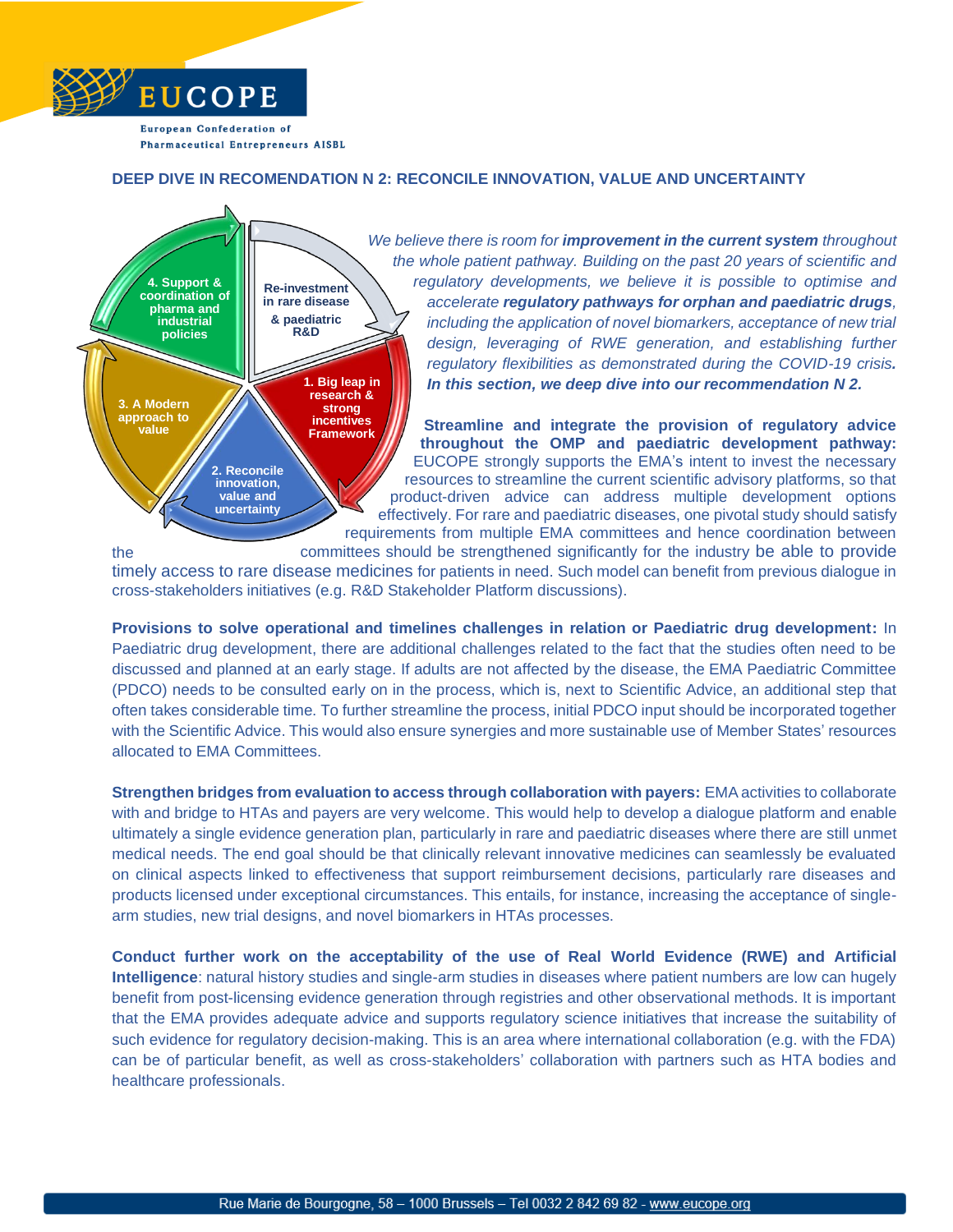## DEEP DIVE IN RECOMENDATION N 2: RECONCILE INNOVATION, VALUE AND UNCERTAINTY

Re-investment in rare disease & paediatric R&D

1. Big leap in research & strong incentives Framework

2. Reconcile innovation, value and uncertainty

3. A Modern approach to value

4. Support & coordination of pharma and industrial policies

*We believe there is room for **improvement in the current system** throughout the whole patient pathway. Building on the past 20 years of scientific and regulatory developments, we believe it is possible to optimise and accelerate **regulatory pathways for orphan and paediatric drugs**, including the application of novel biomarkers, acceptance of new trial design, leveraging of RWE generation, and establishing further regulatory flexibilities as demonstrated during the COVID-19 crisis. **In this section, we deep dive into our recommendation N 2.***

**Streamline and integrate the provision of regulatory advice throughout the OMP and paediatric development pathway:** EUCOPE strongly supports the EMA's intent to invest the necessary resources to streamline the current scientific advisory platforms, so that product-driven advice can address multiple development options effectively. For rare and paediatric diseases, one pivotal study should satisfy requirements from multiple EMA committees and hence coordination between the committees should be strengthened significantly for the industry be able to provide timely access to rare disease medicines for patients in need. Such model can benefit from previous dialogue in cross-stakeholders initiatives (e.g. R&D Stakeholder Platform discussions).

**Provisions to solve operational and timelines challenges in relation or Paediatric drug development:** In Paediatric drug development, there are additional challenges related to the fact that the studies often need to be discussed and planned at an early stage. If adults are not affected by the disease, the EMA Paediatric Committee (PDCO) needs to be consulted early on in the process, which is, next to Scientific Advice, an additional step that often takes considerable time. To further streamline the process, initial PDCO input should be incorporated together with the Scientific Advice. This would also ensure synergies and more sustainable use of Member States' resources allocated to EMA Committees.

**Strengthen bridges from evaluation to access through collaboration with payers:** EMA activities to collaborate with and bridge to HTAs and payers are very welcome. This would help to develop a dialogue platform and enable ultimately a single evidence generation plan, particularly in rare and paediatric diseases where there are still unmet medical needs. The end goal should be that clinically relevant innovative medicines can seamlessly be evaluated on clinical aspects linked to effectiveness that support reimbursement decisions, particularly rare diseases and products licensed under exceptional circumstances. This entails, for instance, increasing the acceptance of single-arm studies, new trial designs, and novel biomarkers in HTAs processes.

**Conduct further work on the acceptability of the use of Real World Evidence (RWE) and Artificial Intelligence**: natural history studies and single-arm studies in diseases where patient numbers are low can hugely benefit from post-licensing evidence generation through registries and other observational methods. It is important that the EMA provides adequate advice and supports regulatory science initiatives that increase the suitability of such evidence for regulatory decision-making. This is an area where international collaboration (e.g. with the FDA) can be of particular benefit, as well as cross-stakeholders' collaboration with partners such as HTA bodies and healthcare professionals.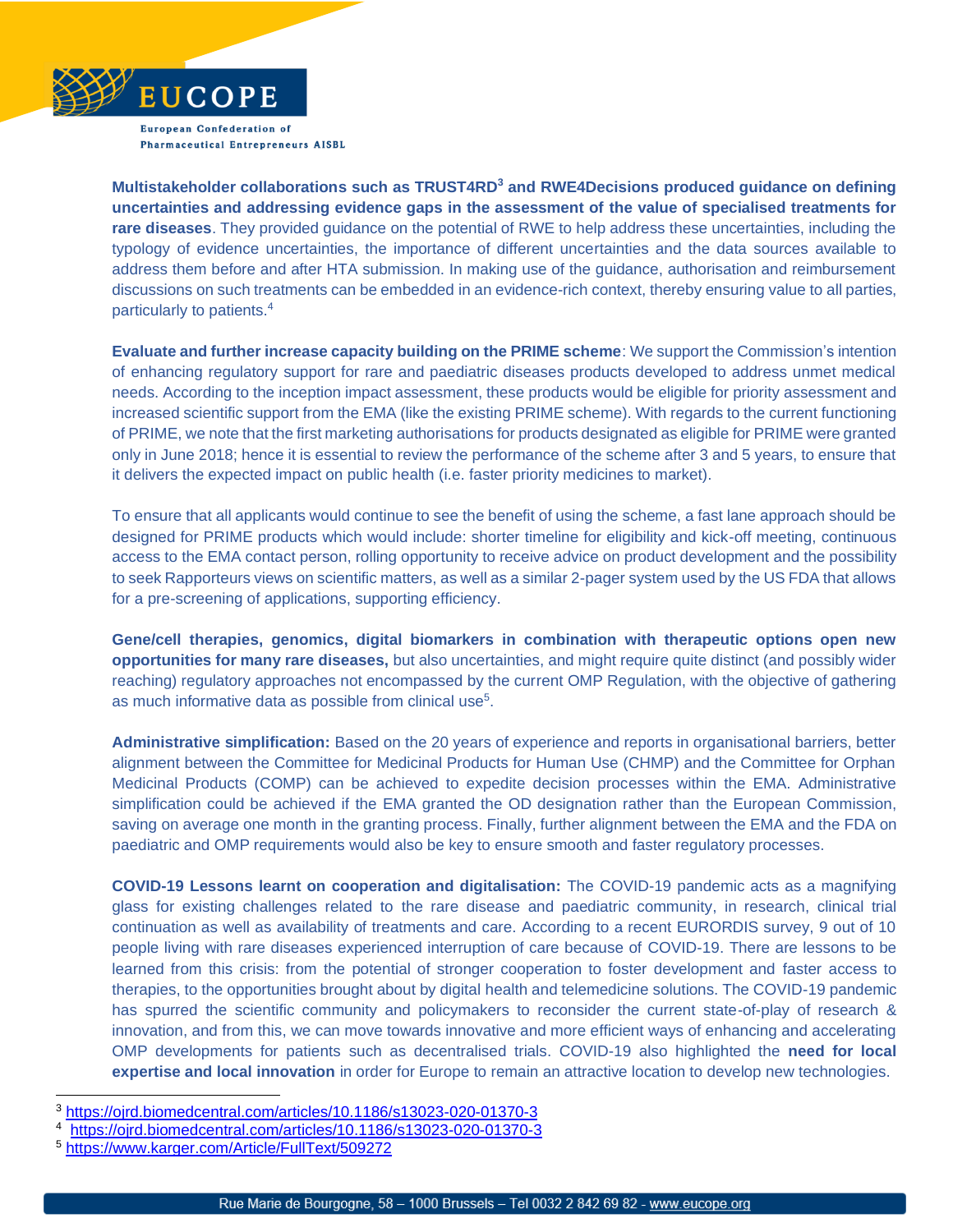**Multistakeholder collaborations such as TRUST4RD[3] and RWE4Decisions produced guidance on defining uncertainties and addressing evidence gaps in the assessment of the value of specialised treatments for rare diseases**. They provided guidance on the potential of RWE to help address these uncertainties, including the typology of evidence uncertainties, the importance of different uncertainties and the data sources available to address them before and after HTA submission. In making use of the guidance, authorisation and reimbursement discussions on such treatments can be embedded in an evidence-rich context, thereby ensuring value to all parties, particularly to patients.[4]

**Evaluate and further increase capacity building on the PRIME scheme**: We support the Commission's intention of enhancing regulatory support for rare and paediatric diseases products developed to address unmet medical needs. According to the inception impact assessment, these products would be eligible for priority assessment and increased scientific support from the EMA (like the existing PRIME scheme). With regards to the current functioning of PRIME, we note that the first marketing authorisations for products designated as eligible for PRIME were granted only in June 2018; hence it is essential to review the performance of the scheme after 3 and 5 years, to ensure that it delivers the expected impact on public health (i.e. faster priority medicines to market).

To ensure that all applicants would continue to see the benefit of using the scheme, a fast lane approach should be designed for PRIME products which would include: shorter timeline for eligibility and kick-off meeting, continuous access to the EMA contact person, rolling opportunity to receive advice on product development and the possibility to seek Rapporteurs views on scientific matters, as well as a similar 2-pager system used by the US FDA that allows for a pre-screening of applications, supporting efficiency.

**Gene/cell therapies, genomics, digital biomarkers in combination with therapeutic options open new opportunities for many rare diseases,** but also uncertainties, and might require quite distinct (and possibly wider reaching) regulatory approaches not encompassed by the current OMP Regulation, with the objective of gathering as much informative data as possible from clinical use[5].

**Administrative simplification:** Based on the 20 years of experience and reports in organisational barriers, better alignment between the Committee for Medicinal Products for Human Use (CHMP) and the Committee for Orphan Medicinal Products (COMP) can be achieved to expedite decision processes within the EMA. Administrative simplification could be achieved if the EMA granted the OD designation rather than the European Commission, saving on average one month in the granting process. Finally, further alignment between the EMA and the FDA on paediatric and OMP requirements would also be key to ensure smooth and faster regulatory processes.

**COVID-19 Lessons learnt on cooperation and digitalisation:** The COVID-19 pandemic acts as a magnifying glass for existing challenges related to the rare disease and paediatric community, in research, clinical trial continuation as well as availability of treatments and care. According to a recent EURORDIS survey, 9 out of 10 people living with rare diseases experienced interruption of care because of COVID-19. There are lessons to be learned from this crisis: from the potential of stronger cooperation to foster development and faster access to therapies, to the opportunities brought about by digital health and telemedicine solutions. The COVID-19 pandemic has spurred the scientific community and policymakers to reconsider the current state-of-play of research & innovation, and from this, we can move towards innovative and more efficient ways of enhancing and accelerating OMP developments for patients such as decentralised trials. COVID-19 also highlighted the **need for local expertise and local innovation** in order for Europe to remain an attractive location to develop new technologies.

---

[3] https://ojrd.biomedcentral.com/articles/10.1186/s13023-020-01370-3

[4] https://ojrd.biomedcentral.com/articles/10.1186/s13023-020-01370-3

[5] https://www.karger.com/Article/FullText/509272